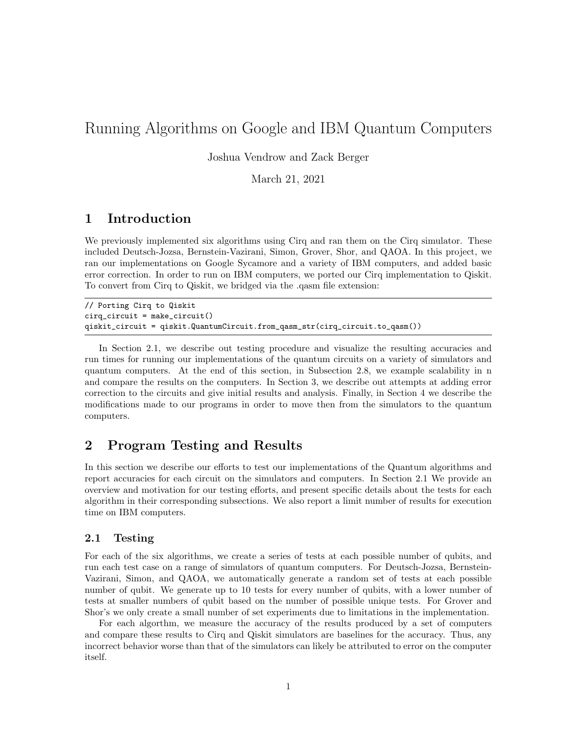# Running Algorithms on Google and IBM Quantum Computers

Joshua Vendrow and Zack Berger

March 21, 2021

## 1 Introduction

We previously implemented six algorithms using Cirq and ran them on the Cirq simulator. These included Deutsch-Jozsa, Bernstein-Vazirani, Simon, Grover, Shor, and QAOA. In this project, we ran our implementations on Google Sycamore and a variety of IBM computers, and added basic error correction. In order to run on IBM computers, we ported our Cirq implementation to Qiskit. To convert from Cirq to Qiskit, we bridged via the .qasm file extension:

```
// Porting Cirq to Qiskit
cirq_circuit = make_circuit()
qiskit_circuit = qiskit.QuantumCircuit.from_qasm_str(cirq_circuit.to_qasm())
```

In Section 2.1, we describe out testing procedure and visualize the resulting accuracies and run times for running our implementations of the quantum circuits on a variety of simulators and quantum computers. At the end of this section, in Subsection 2.8, we example scalability in n and compare the results on the computers. In Section 3, we describe out attempts at adding error correction to the circuits and give initial results and analysis. Finally, in Section 4 we describe the modifications made to our programs in order to move then from the simulators to the quantum computers.

## 2 Program Testing and Results

In this section we describe our efforts to test our implementations of the Quantum algorithms and report accuracies for each circuit on the simulators and computers. In Section 2.1 We provide an overview and motivation for our testing efforts, and present specific details about the tests for each algorithm in their corresponding subsections. We also report a limit number of results for execution time on IBM computers.

### 2.1 Testing

For each of the six algorithms, we create a series of tests at each possible number of qubits, and run each test case on a range of simulators of quantum computers. For Deutsch-Jozsa, Bernstein-Vazirani, Simon, and QAOA, we automatically generate a random set of tests at each possible number of qubit. We generate up to 10 tests for every number of qubits, with a lower number of tests at smaller numbers of qubit based on the number of possible unique tests. For Grover and Shor's we only create a small number of set experiments due to limitations in the implementation.

For each algorthm, we measure the accuracy of the results produced by a set of computers and compare these results to Cirq and Qiskit simulators are baselines for the accuracy. Thus, any incorrect behavior worse than that of the simulators can likely be attributed to error on the computer itself.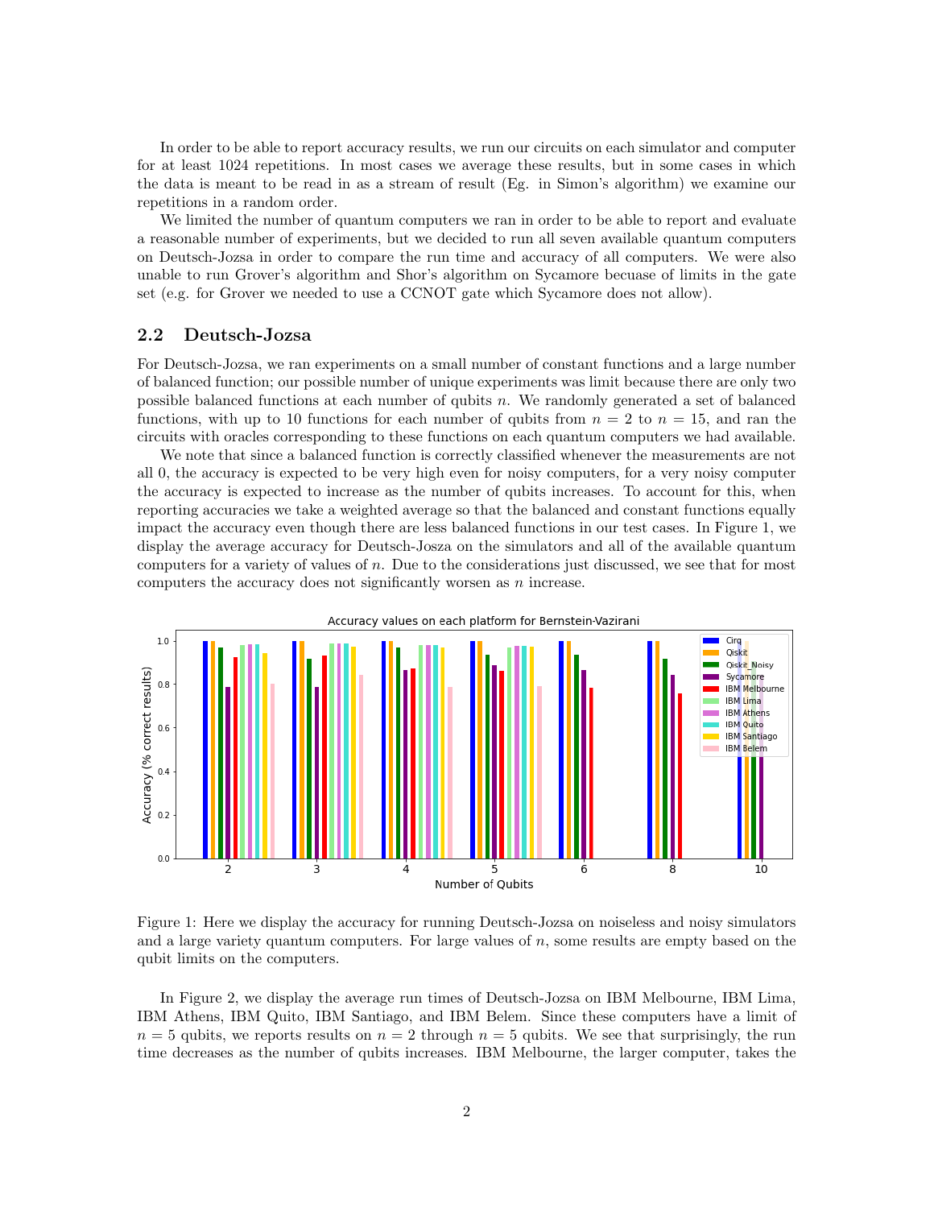In order to be able to report accuracy results, we run our circuits on each simulator and computer for at least 1024 repetitions. In most cases we average these results, but in some cases in which the data is meant to be read in as a stream of result (Eg. in Simon's algorithm) we examine our repetitions in a random order.

We limited the number of quantum computers we ran in order to be able to report and evaluate a reasonable number of experiments, but we decided to run all seven available quantum computers on Deutsch-Jozsa in order to compare the run time and accuracy of all computers. We were also unable to run Grover's algorithm and Shor's algorithm on Sycamore becuase of limits in the gate set (e.g. for Grover we needed to use a CCNOT gate which Sycamore does not allow).

## 2.2 Deutsch-Jozsa

For Deutsch-Jozsa, we ran experiments on a small number of constant functions and a large number of balanced function; our possible number of unique experiments was limit because there are only two possible balanced functions at each number of qubits $n$. We randomly generated a set of balanced functions, with up to 10 functions for each number of qubits from $n = 2$ to $n = 15$, and ran the circuits with oracles corresponding to these functions on each quantum computers we had available.

We note that since a balanced function is correctly classified whenever the measurements are not all 0, the accuracy is expected to be very high even for noisy computers, for a very noisy computer the accuracy is expected to increase as the number of qubits increases. To account for this, when reporting accuracies we take a weighted average so that the balanced and constant functions equally impact the accuracy even though there are less balanced functions in our test cases. In Figure 1, we display the average accuracy for Deutsch-Jozsa on the simulators and all of the available quantum computers for a variety of values of $n$. Due to the considerations just discussed, we see that for most computers the accuracy does not significantly worsen as $n$ increase.

Figure 1: Here we display the accuracy for running Deutsch-Jozsa on noiseless and noisy simulators and a large variety quantum computers. For large values of $n$, some results are empty based on the qubit limits on the computers.

In Figure 2, we display the average run times of Deutsch-Jozsa on IBM Melbourne, IBM Lima, IBM Athens, IBM Quito, IBM Santiago, and IBM Belem. Since these computers have a limit of $n = 5$ qubits, we reports results on $n = 2$ through $n = 5$ qubits. We see that surprisingly, the run time decreases as the number of qubits increases. IBM Melbourne, the larger computer, takes the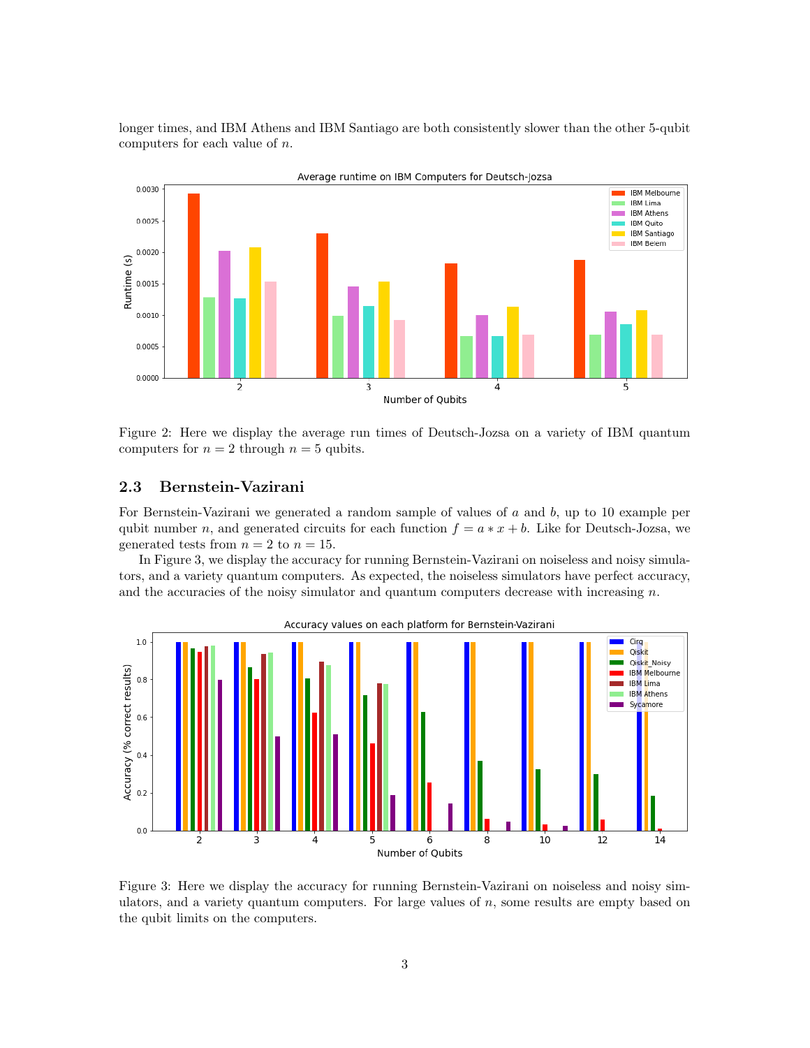longer times, and IBM Athens and IBM Santiago are both consistently slower than the other 5-qubit computers for each value of $n$.

Figure 2: Here we display the average run times of Deutsch-Jozsa on a variety of IBM quantum computers for $n = 2$ through $n = 5$ qubits.

## 2.3 Bernstein-Vazirani

For Bernstein-Vazirani we generated a random sample of values of $a$ and $b$, up to 10 example per qubit number $n$, and generated circuits for each function $f = a * x + b$. Like for Deutsch-Jozsa, we generated tests from $n = 2$ to $n = 15$.

In Figure 3, we display the accuracy for running Bernstein-Vazirani on noiseless and noisy simulators, and a variety quantum computers. As expected, the noiseless simulators have perfect accuracy, and the accuracies of the noisy simulator and quantum computers decrease with increasing $n$.

Figure 3: Here we display the accuracy for running Bernstein-Vazirani on noiseless and noisy simulators, and a variety quantum computers. For large values of $n$, some results are empty based on the qubit limits on the computers.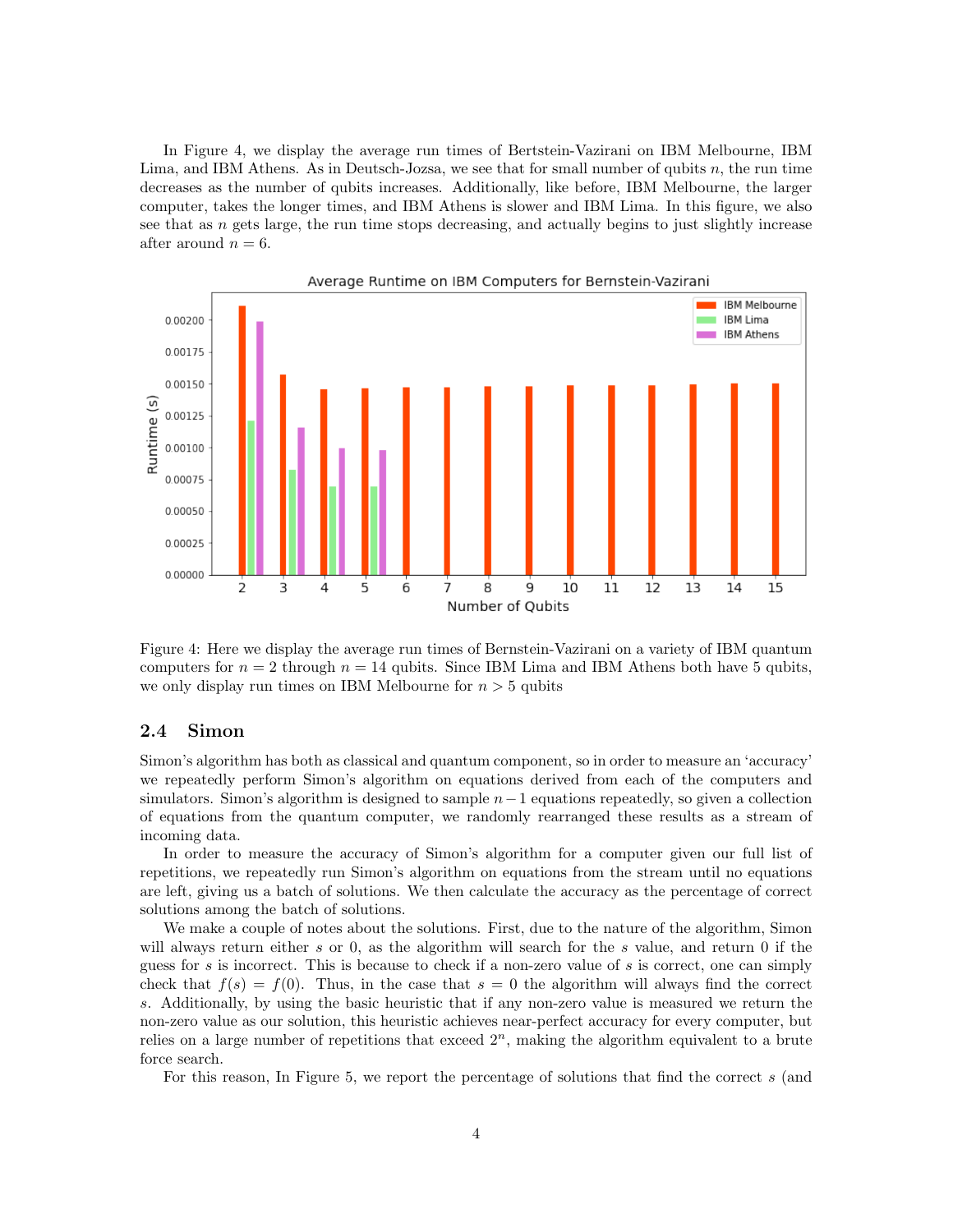In Figure 4, we display the average run times of Bertstein-Vazirani on IBM Melbourne, IBM Lima, and IBM Athens. As in Deutsch-Jozsa, we see that for small number of qubits $n$, the run time decreases as the number of qubits increases. Additionally, like before, IBM Melbourne, the larger computer, takes the longer times, and IBM Athens is slower and IBM Lima. In this figure, we also see that as $n$ gets large, the run time stops decreasing, and actually begins to just slightly increase after around $n = 6$.

Figure 4: Here we display the average run times of Bernstein-Vazirani on a variety of IBM quantum computers for $n = 2$ through $n = 14$ qubits. Since IBM Lima and IBM Athens both have 5 qubits, we only display run times on IBM Melbourne for $n > 5$ qubits

## 2.4 Simon

Simon's algorithm has both as classical and quantum component, so in order to measure an 'accuracy' we repeatedly perform Simon's algorithm on equations derived from each of the computers and simulators. Simon's algorithm is designed to sample $n-1$ equations repeatedly, so given a collection of equations from the quantum computer, we randomly rearranged these results as a stream of incoming data.

In order to measure the accuracy of Simon's algorithm for a computer given our full list of repetitions, we repeatedly run Simon's algorithm on equations from the stream until no equations are left, giving us a batch of solutions. We then calculate the accuracy as the percentage of correct solutions among the batch of solutions.

We make a couple of notes about the solutions. First, due to the nature of the algorithm, Simon will always return either $s$ or 0, as the algorithm will search for the $s$ value, and return 0 if the guess for $s$ is incorrect. This is because to check if a non-zero value of $s$ is correct, one can simply check that $f(s) = f(0)$. Thus, in the case that $s = 0$ the algorithm will always find the correct $s$. Additionally, by using the basic heuristic that if any non-zero value is measured we return the non-zero value as our solution, this heuristic achieves near-perfect accuracy for every computer, but relies on a large number of repetitions that exceed $2^n$, making the algorithm equivalent to a brute force search.

For this reason, In Figure 5, we report the percentage of solutions that find the correct $s$ (and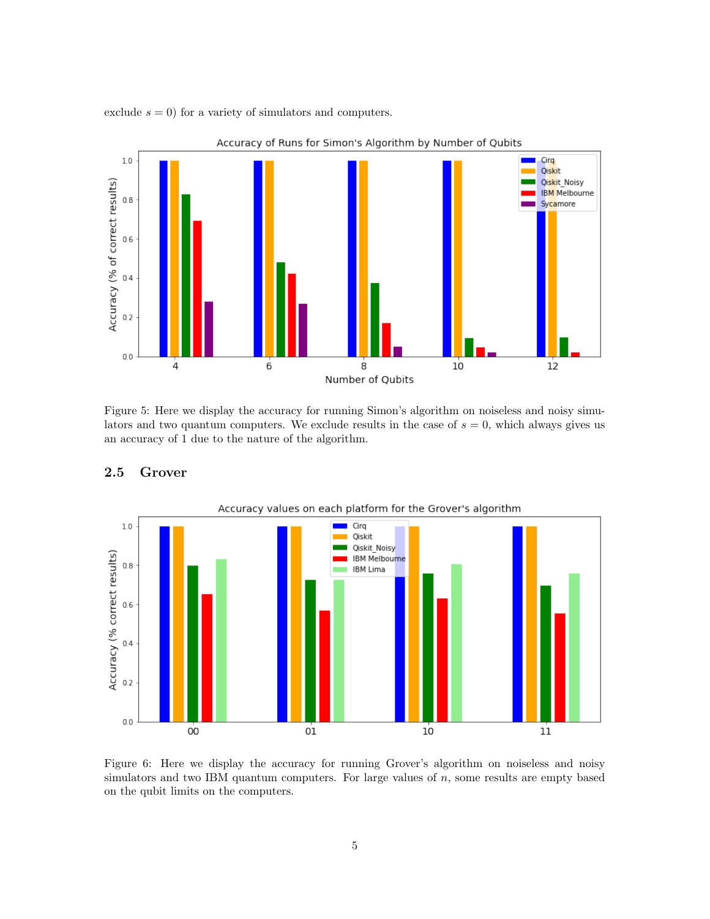exclude $s = 0$) for a variety of simulators and computers.

Figure 5: Here we display the accuracy for running Simon's algorithm on noiseless and noisy simulators and two quantum computers. We exclude results in the case of $s = 0$, which always gives us an accuracy of 1 due to the nature of the algorithm.

### 2.5 Grover

Figure 6: Here we display the accuracy for running Grover's algorithm on noiseless and noisy simulators and two IBM quantum computers. For large values of $n$, some results are empty based on the qubit limits on the computers.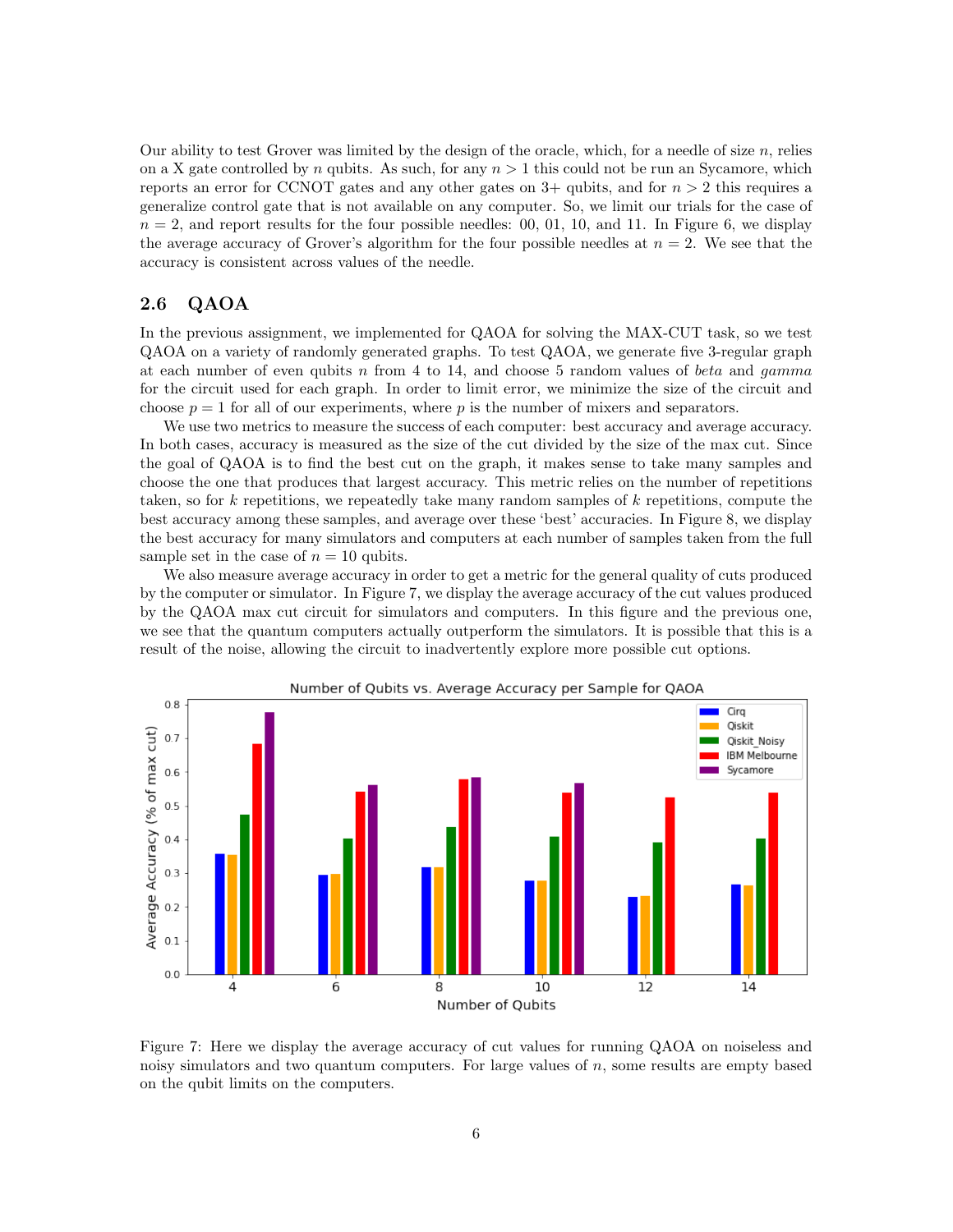Our ability to test Grover was limited by the design of the oracle, which, for a needle of size $n$, relies on a X gate controlled by $n$ qubits. As such, for any $n > 1$ this could not be run an Sycamore, which reports an error for CCNOT gates and any other gates on 3+ qubits, and for $n > 2$ this requires a generalize control gate that is not available on any computer. So, we limit our trials for the case of $n = 2$, and report results for the four possible needles: 00, 01, 10, and 11. In Figure 6, we display the average accuracy of Grover's algorithm for the four possible needles at $n = 2$. We see that the accuracy is consistent across values of the needle.

## 2.6 QAOA

In the previous assignment, we implemented for QAOA for solving the MAX-CUT task, so we test QAOA on a variety of randomly generated graphs. To test QAOA, we generate five 3-regular graph at each number of even qubits $n$ from 4 to 14, and choose 5 random values of *beta* and *gamma* for the circuit used for each graph. In order to limit error, we minimize the size of the circuit and choose $p = 1$ for all of our experiments, where $p$ is the number of mixers and separators.

We use two metrics to measure the success of each computer: best accuracy and average accuracy. In both cases, accuracy is measured as the size of the cut divided by the size of the max cut. Since the goal of QAOA is to find the best cut on the graph, it makes sense to take many samples and choose the one that produces that largest accuracy. This metric relies on the number of repetitions taken, so for $k$ repetitions, we repeatedly take many random samples of $k$ repetitions, compute the best accuracy among these samples, and average over these 'best' accuracies. In Figure 8, we display the best accuracy for many simulators and computers at each number of samples taken from the full sample set in the case of $n = 10$ qubits.

We also measure average accuracy in order to get a metric for the general quality of cuts produced by the computer or simulator. In Figure 7, we display the average accuracy of the cut values produced by the QAOA max cut circuit for simulators and computers. In this figure and the previous one, we see that the quantum computers actually outperform the simulators. It is possible that this is a result of the noise, allowing the circuit to inadvertently explore more possible cut options.

Figure 7: Here we display the average accuracy of cut values for running QAOA on noiseless and noisy simulators and two quantum computers. For large values of $n$, some results are empty based on the qubit limits on the computers.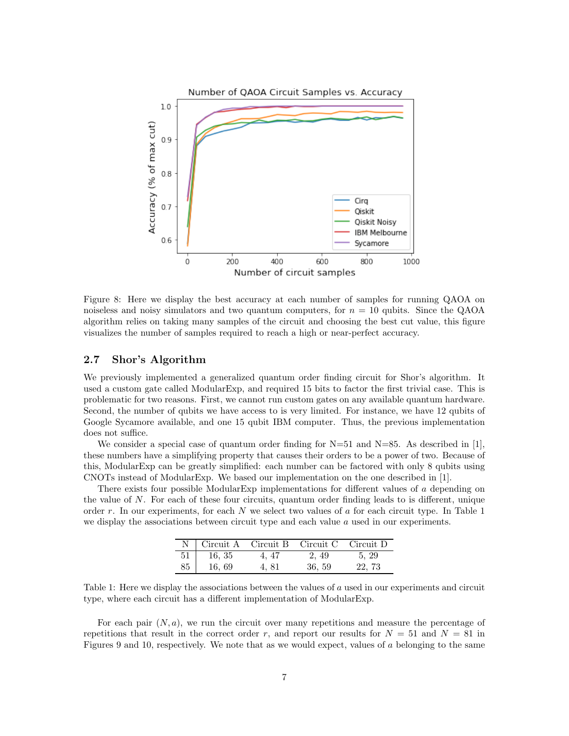Figure 8: Here we display the best accuracy at each number of samples for running QAOA on noiseless and noisy simulators and two quantum computers, for $n = 10$ qubits. Since the QAOA algorithm relies on taking many samples of the circuit and choosing the best cut value, this figure visualizes the number of samples required to reach a high or near-perfect accuracy.

### 2.7 Shor's Algorithm

We previously implemented a generalized quantum order finding circuit for Shor's algorithm. It used a custom gate called ModularExp, and required 15 bits to factor the first trivial case. This is problematic for two reasons. First, we cannot run custom gates on any available quantum hardware. Second, the number of qubits we have access to is very limited. For instance, we have 12 qubits of Google Sycamore available, and one 15 qubit IBM computer. Thus, the previous implementation does not suffice.

We consider a special case of quantum order finding for N=51 and N=85. As described in [1], these numbers have a simplifying property that causes their orders to be a power of two. Because of this, ModularExp can be greatly simplified: each number can be factored with only 8 qubits using CNOTs instead of ModularExp. We based our implementation on the one described in [1].

There exists four possible ModularExp implementations for different values of $a$ depending on the value of $N$. For each of these four circuits, quantum order finding leads to is different, unique order $r$. In our experiments, for each $N$ we select two values of $a$ for each circuit type. In Table 1 we display the associations between circuit type and each value $a$ used in our experiments.

| N | Circuit A | Circuit B | Circuit C | Circuit D |
|---|---|---|---|---|
| 51 | 16, 35 | 4, 47 | 2, 49 | 5, 29 |
| 85 | 16, 69 | 4, 81 | 36, 59 | 22, 73 |

Table 1: Here we display the associations between the values of $a$ used in our experiments and circuit type, where each circuit has a different implementation of ModularExp.

For each pair $(N, a)$, we run the circuit over many repetitions and measure the percentage of repetitions that result in the correct order $r$, and report our results for $N = 51$ and $N = 81$ in Figures 9 and 10, respectively. We note that as we would expect, values of $a$ belonging to the same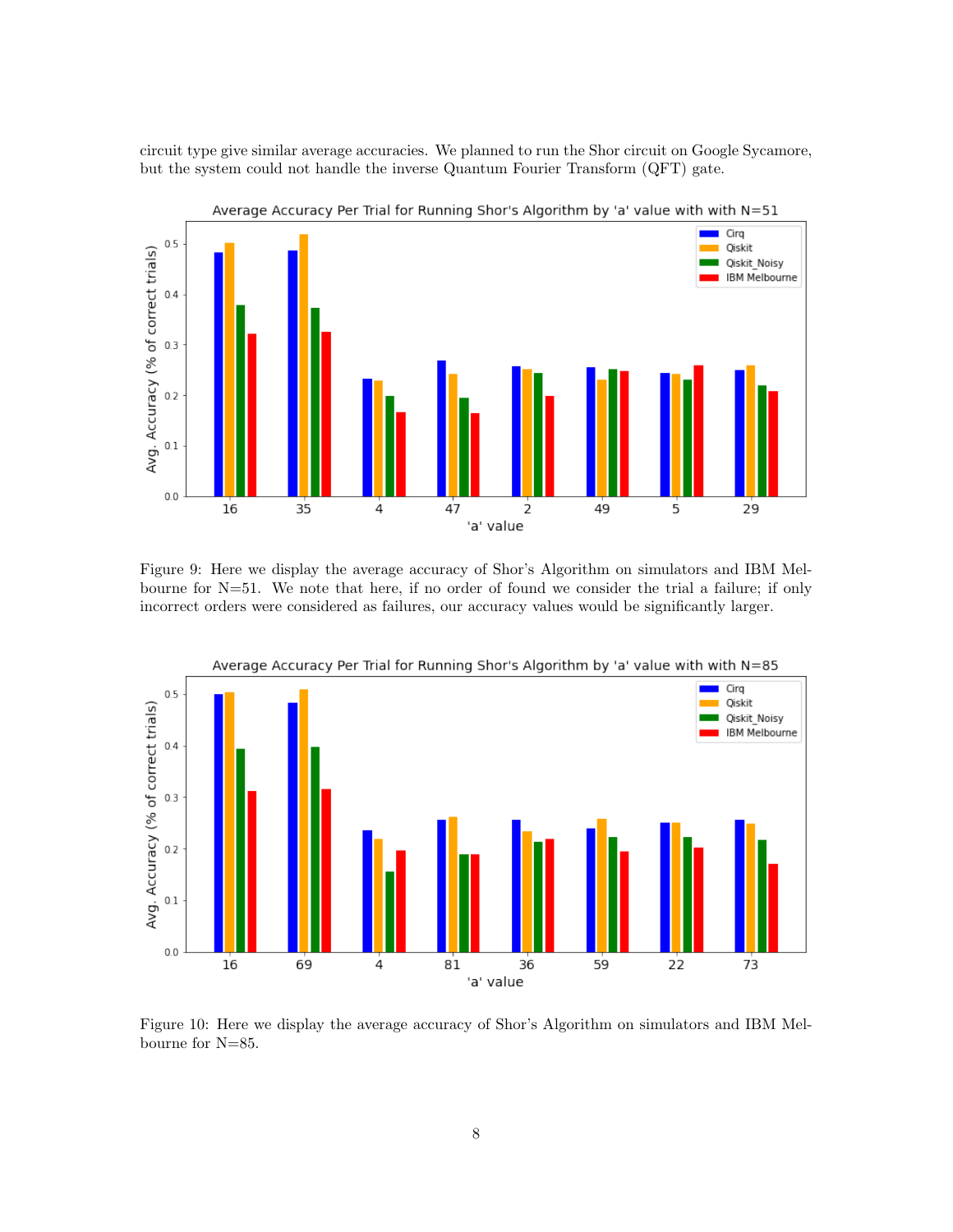circuit type give similar average accuracies. We planned to run the Shor circuit on Google Sycamore, but the system could not handle the inverse Quantum Fourier Transform (QFT) gate.

Figure 9: Here we display the average accuracy of Shor's Algorithm on simulators and IBM Melbourne for N=51. We note that here, if no order of found we consider the trial a failure; if only incorrect orders were considered as failures, our accuracy values would be significantly larger.

Figure 10: Here we display the average accuracy of Shor's Algorithm on simulators and IBM Melbourne for N=85.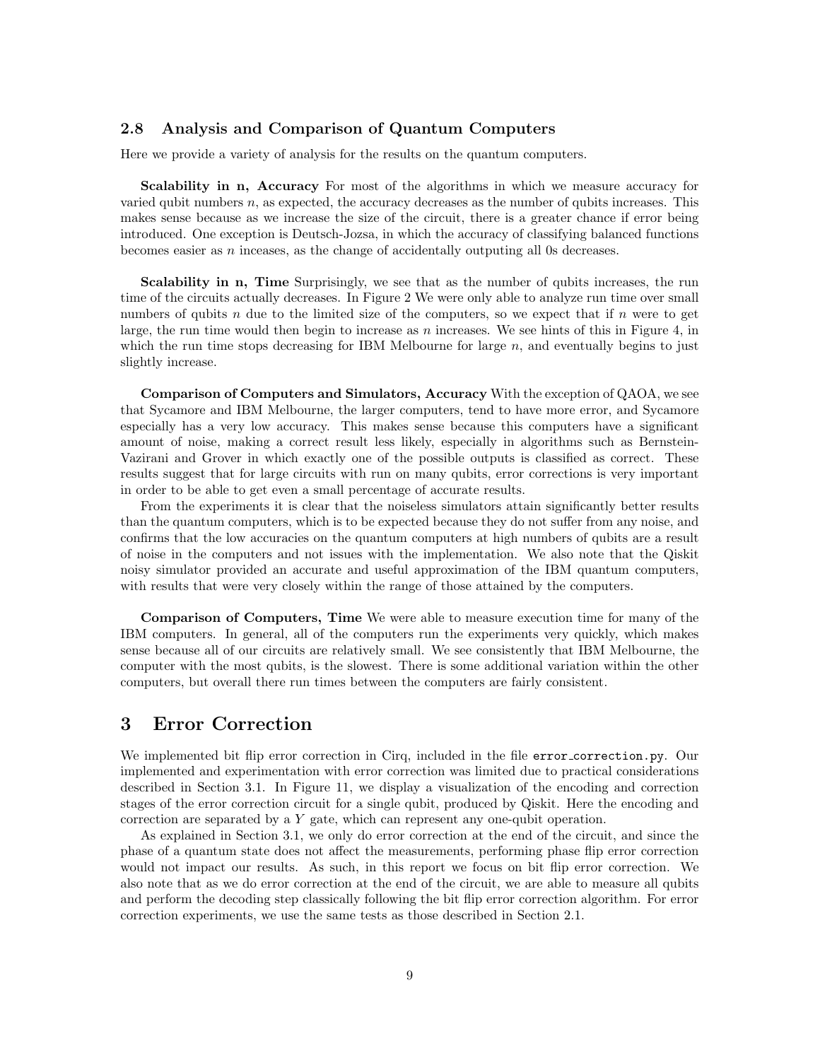### 2.8 Analysis and Comparison of Quantum Computers

Here we provide a variety of analysis for the results on the quantum computers.

**Scalability in n, Accuracy** For most of the algorithms in which we measure accuracy for varied qubit numbers $n$, as expected, the accuracy decreases as the number of qubits increases. This makes sense because as we increase the size of the circuit, there is a greater chance if error being introduced. One exception is Deutsch-Jozsa, in which the accuracy of classifying balanced functions becomes easier as $n$ inceases, as the change of accidentally outputing all 0s decreases.

**Scalability in n, Time** Surprisingly, we see that as the number of qubits increases, the run time of the circuits actually decreases. In Figure 2 We were only able to analyze run time over small numbers of qubits $n$ due to the limited size of the computers, so we expect that if $n$ were to get large, the run time would then begin to increase as $n$ increases. We see hints of this in Figure 4, in which the run time stops decreasing for IBM Melbourne for large $n$, and eventually begins to just slightly increase.

**Comparison of Computers and Simulators, Accuracy** With the exception of QAOA, we see that Sycamore and IBM Melbourne, the larger computers, tend to have more error, and Sycamore especially has a very low accuracy. This makes sense because this computers have a significant amount of noise, making a correct result less likely, especially in algorithms such as Bernstein-Vazirani and Grover in which exactly one of the possible outputs is classified as correct. These results suggest that for large circuits with run on many qubits, error corrections is very important in order to be able to get even a small percentage of accurate results.

From the experiments it is clear that the noiseless simulators attain significantly better results than the quantum computers, which is to be expected because they do not suffer from any noise, and confirms that the low accuracies on the quantum computers at high numbers of qubits are a result of noise in the computers and not issues with the implementation. We also note that the Qiskit noisy simulator provided an accurate and useful approximation of the IBM quantum computers, with results that were very closely within the range of those attained by the computers.

**Comparison of Computers, Time** We were able to measure execution time for many of the IBM computers. In general, all of the computers run the experiments very quickly, which makes sense because all of our circuits are relatively small. We see consistently that IBM Melbourne, the computer with the most qubits, is the slowest. There is some additional variation within the other computers, but overall there run times between the computers are fairly consistent.

# 3 Error Correction

We implemented bit flip error correction in Cirq, included in the file `error_correction.py`. Our implemented and experimentation with error correction was limited due to practical considerations described in Section 3.1. In Figure 11, we display a visualization of the encoding and correction stages of the error correction circuit for a single qubit, produced by Qiskit. Here the encoding and correction are separated by a $Y$ gate, which can represent any one-qubit operation.

As explained in Section 3.1, we only do error correction at the end of the circuit, and since the phase of a quantum state does not affect the measurements, performing phase flip error correction would not impact our results. As such, in this report we focus on bit flip error correction. We also note that as we do error correction at the end of the circuit, we are able to measure all qubits and perform the decoding step classically following the bit flip error correction algorithm. For error correction experiments, we use the same tests as those described in Section 2.1.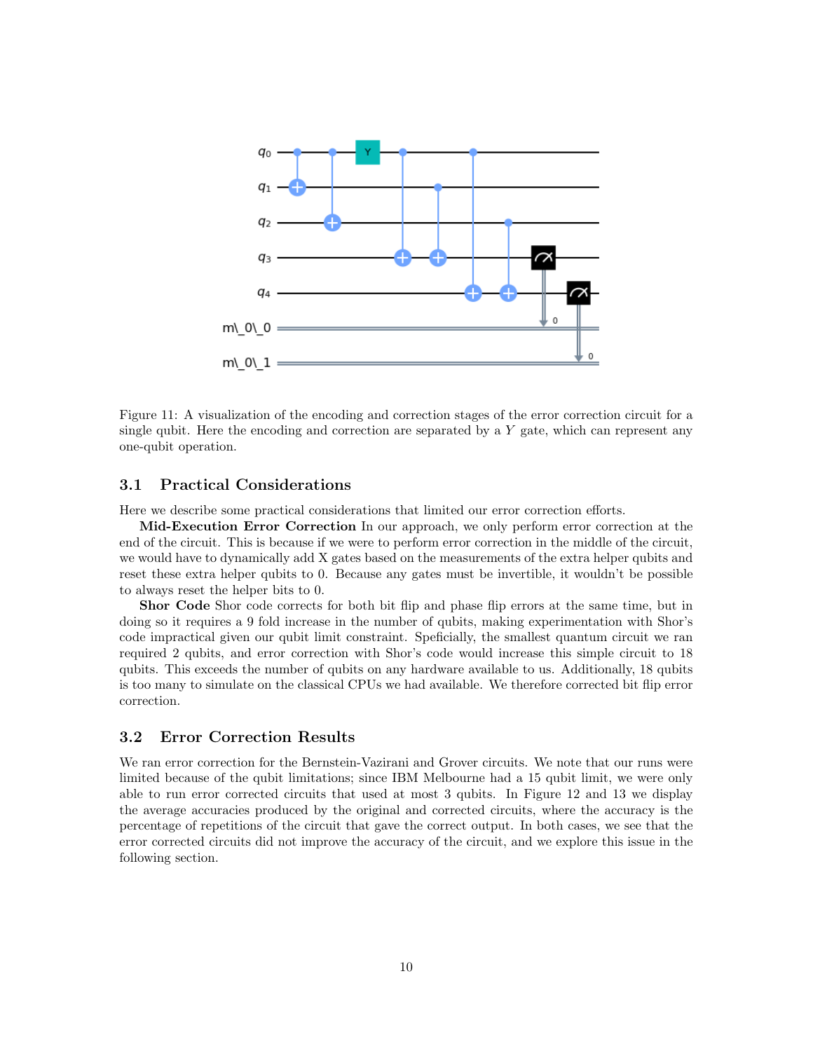Figure 11: A visualization of the encoding and correction stages of the error correction circuit for a single qubit. Here the encoding and correction are separated by a $Y$ gate, which can represent any one-qubit operation.

### 3.1 Practical Considerations

Here we describe some practical considerations that limited our error correction efforts.

**Mid-Execution Error Correction** In our approach, we only perform error correction at the end of the circuit. This is because if we were to perform error correction in the middle of the circuit, we would have to dynamically add X gates based on the measurements of the extra helper qubits and reset these extra helper qubits to 0. Because any gates must be invertible, it wouldn't be possible to always reset the helper bits to 0.

**Shor Code** Shor code corrects for both bit flip and phase flip errors at the same time, but in doing so it requires a 9 fold increase in the number of qubits, making experimentation with Shor's code impractical given our qubit limit constraint. Speficially, the smallest quantum circuit we ran required 2 qubits, and error correction with Shor's code would increase this simple circuit to 18 qubits. This exceeds the number of qubits on any hardware available to us. Additionally, 18 qubits is too many to simulate on the classical CPUs we had available. We therefore corrected bit flip error correction.

### 3.2 Error Correction Results

We ran error correction for the Bernstein-Vazirani and Grover circuits. We note that our runs were limited because of the qubit limitations; since IBM Melbourne had a 15 qubit limit, we were only able to run error corrected circuits that used at most 3 qubits. In Figure 12 and 13 we display the average accuracies produced by the original and corrected circuits, where the accuracy is the percentage of repetitions of the circuit that gave the correct output. In both cases, we see that the error corrected circuits did not improve the accuracy of the circuit, and we explore this issue in the following section.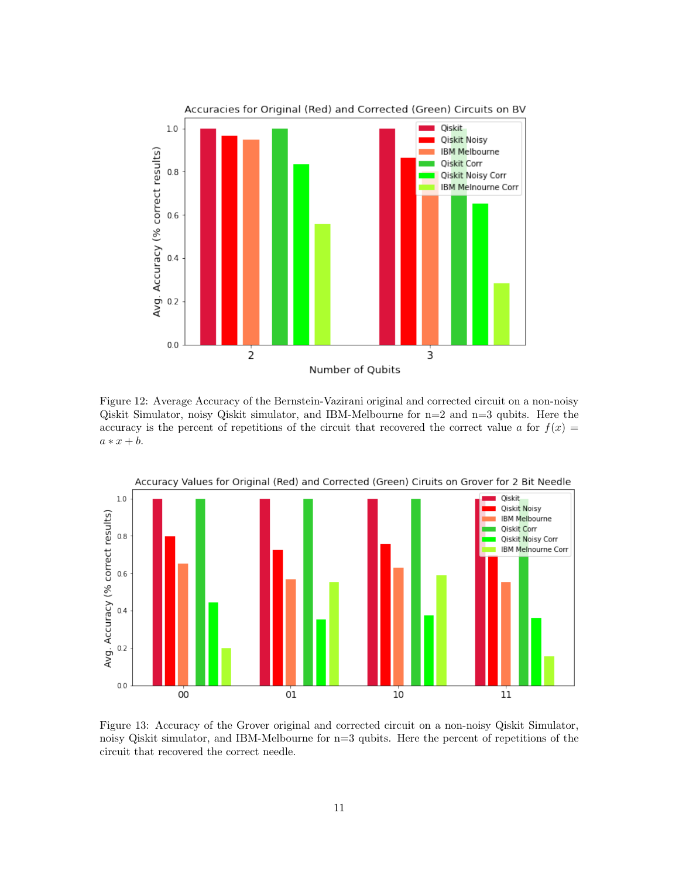Figure 12: Average Accuracy of the Bernstein-Vazirani original and corrected circuit on a non-noisy Qiskit Simulator, noisy Qiskit simulator, and IBM-Melbourne for n=2 and n=3 qubits. Here the accuracy is the percent of repetitions of the circuit that recovered the correct value $a$ for $f(x) = a * x + b$.

Figure 13: Accuracy of the Grover original and corrected circuit on a non-noisy Qiskit Simulator, noisy Qiskit simulator, and IBM-Melbourne for n=3 qubits. Here the percent of repetitions of the circuit that recovered the correct needle.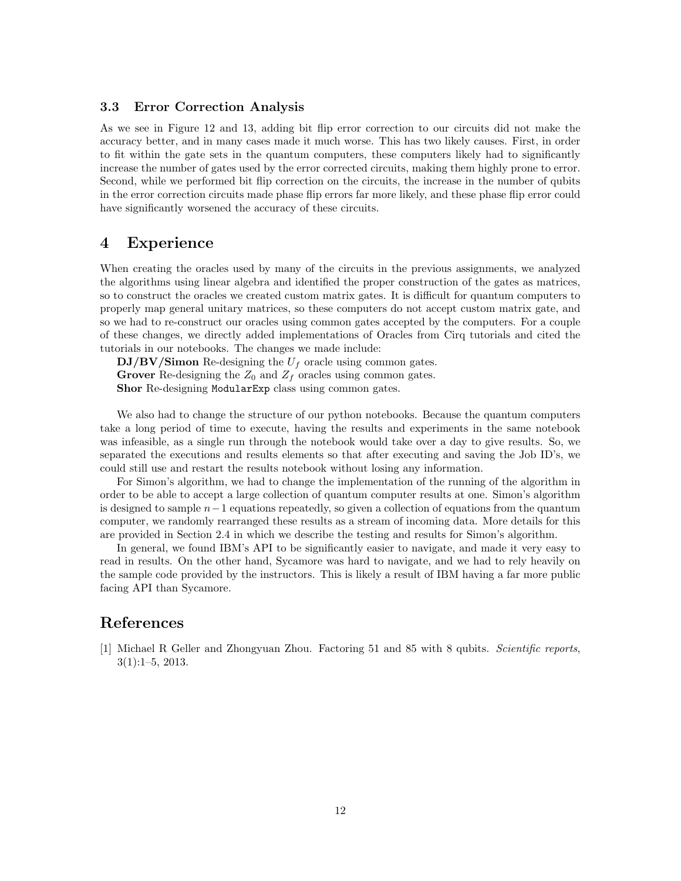### 3.3 Error Correction Analysis

As we see in Figure 12 and 13, adding bit flip error correction to our circuits did not make the accuracy better, and in many cases made it much worse. This has two likely causes. First, in order to fit within the gate sets in the quantum computers, these computers likely had to significantly increase the number of gates used by the error corrected circuits, making them highly prone to error. Second, while we performed bit flip correction on the circuits, the increase in the number of qubits in the error correction circuits made phase flip errors far more likely, and these phase flip error could have significantly worsened the accuracy of these circuits.

## 4 Experience

When creating the oracles used by many of the circuits in the previous assignments, we analyzed the algorithms using linear algebra and identified the proper construction of the gates as matrices, so to construct the oracles we created custom matrix gates. It is difficult for quantum computers to properly map general unitary matrices, so these computers do not accept custom matrix gate, and so we had to re-construct our oracles using common gates accepted by the computers. For a couple of these changes, we directly added implementations of Oracles from Cirq tutorials and cited the tutorials in our notebooks. The changes we made include:

**DJ/BV/Simon** Re-designing the $U_f$ oracle using common gates.
**Grover** Re-designing the $Z_0$ and $Z_f$ oracles using common gates.
**Shor** Re-designing `ModularExp` class using common gates.

We also had to change the structure of our python notebooks. Because the quantum computers take a long period of time to execute, having the results and experiments in the same notebook was infeasible, as a single run through the notebook would take over a day to give results. So, we separated the executions and results elements so that after executing and saving the Job ID's, we could still use and restart the results notebook without losing any information.

For Simon's algorithm, we had to change the implementation of the running of the algorithm in order to be able to accept a large collection of quantum computer results at one. Simon's algorithm is designed to sample $n-1$ equations repeatedly, so given a collection of equations from the quantum computer, we randomly rearranged these results as a stream of incoming data. More details for this are provided in Section 2.4 in which we describe the testing and results for Simon's algorithm.

In general, we found IBM's API to be significantly easier to navigate, and made it very easy to read in results. On the other hand, Sycamore was hard to navigate, and we had to rely heavily on the sample code provided by the instructors. This is likely a result of IBM having a far more public facing API than Sycamore.

## References

[1] Michael R Geller and Zhongyuan Zhou. Factoring 51 and 85 with 8 qubits. *Scientific reports*, 3(1):1–5, 2013.